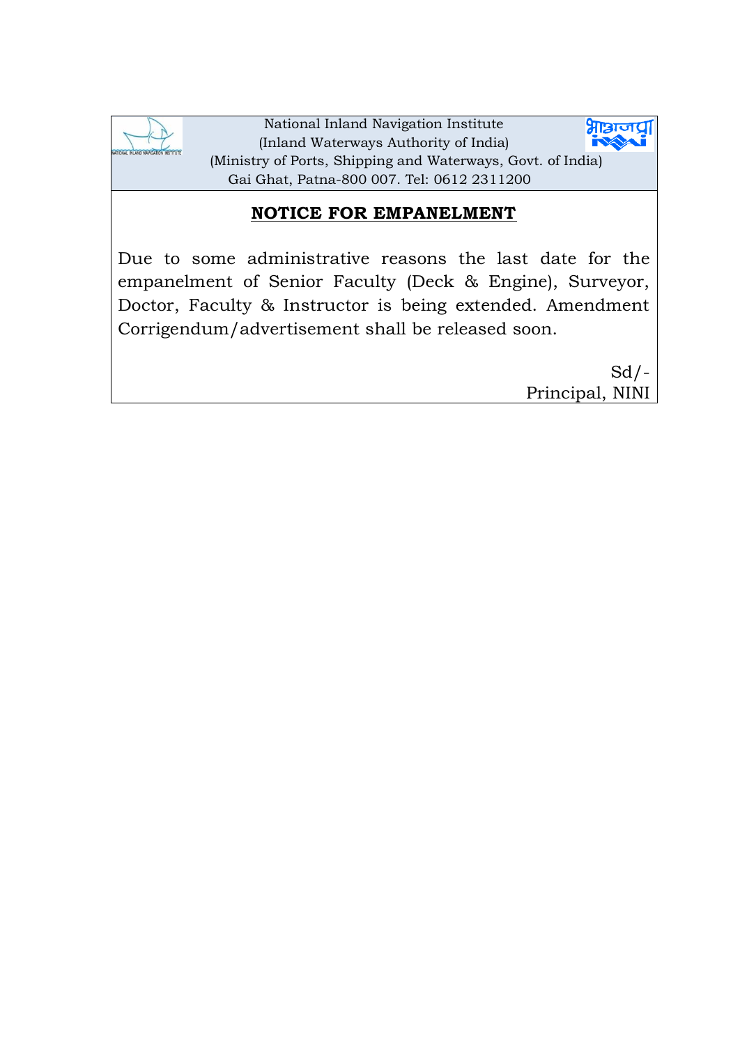National Inland Navigation Institute
(Inland Waterways Authority of India)
(Ministry of Ports, Shipping and Waterways, Govt. of India)
Gai Ghat, Patna-800 007. Tel: 0612 2311200

## NOTICE FOR EMPANELMENT

Due to some administrative reasons the last date for the empanelment of Senior Faculty (Deck & Engine), Surveyor, Doctor, Faculty & Instructor is being extended. Amendment Corrigendum/advertisement shall be released soon.

Sd/-
Principal, NINI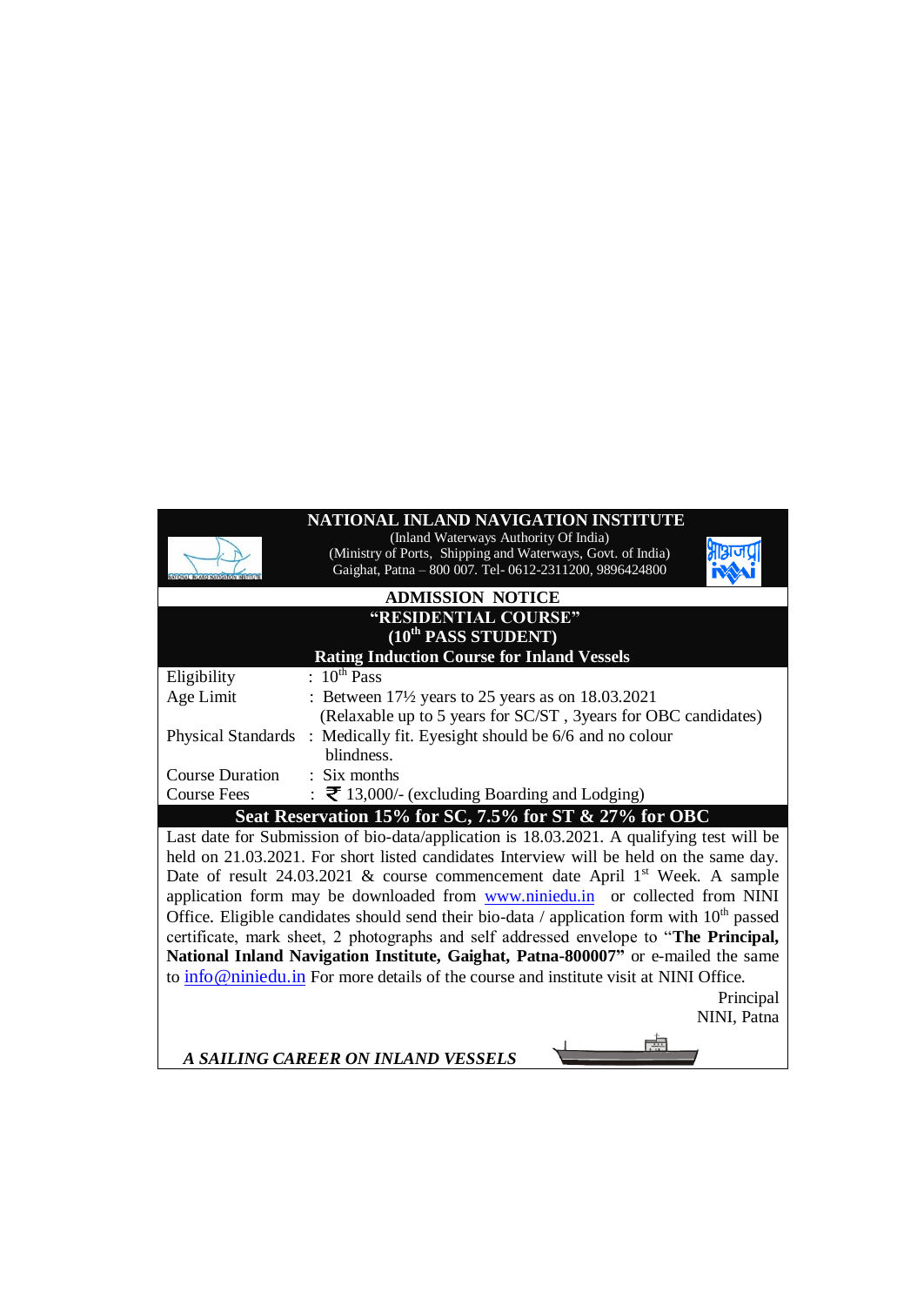# NATIONAL INLAND NAVIGATION INSTITUTE

(Inland Waterways Authority Of India)
(Ministry of Ports, Shipping and Waterways, Govt. of India)
Gaighat, Patna – 800 007. Tel- 0612-2311200, 9896424800

## ADMISSION NOTICE

## "RESIDENTIAL COURSE"

## (10th PASS STUDENT)

## Rating Induction Course for Inland Vessels

| | |
|---|---|
| Eligibility | : 10th Pass |
| Age Limit | : Between 17½ years to 25 years as on 18.03.2021 (Relaxable up to 5 years for SC/ST , 3years for OBC candidates) |
| Physical Standards | : Medically fit. Eyesight should be 6/6 and no colour blindness. |
| Course Duration | : Six months |
| Course Fees | : ₹ 13,000/- (excluding Boarding and Lodging) |

**Seat Reservation 15% for SC, 7.5% for ST & 27% for OBC**

Last date for Submission of bio-data/application is 18.03.2021. A qualifying test will be held on 21.03.2021. For short listed candidates Interview will be held on the same day. Date of result 24.03.2021 & course commencement date April 1st Week. A sample application form may be downloaded from www.niniedu.in or collected from NINI Office. Eligible candidates should send their bio-data / application form with 10th passed certificate, mark sheet, 2 photographs and self addressed envelope to "**The Principal, National Inland Navigation Institute, Gaighat, Patna-800007"** or e-mailed the same to info@niniedu.in For more details of the course and institute visit at NINI Office.

Principal
NINI, Patna

***A SAILING CAREER ON INLAND VESSELS***